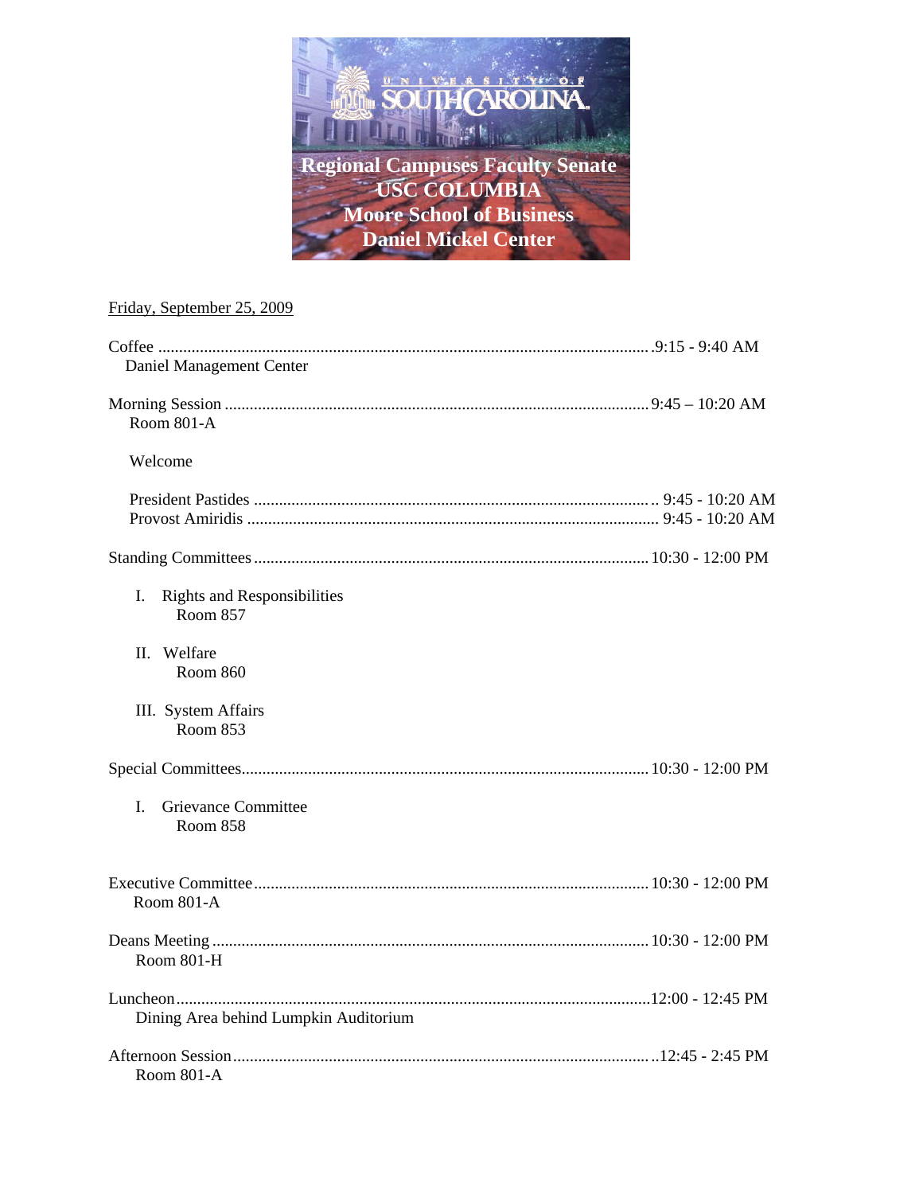UNIVERSITY OF SOUTH CAROLINA

**Regional Campuses Faculty Senate**
**USC COLUMBIA**
**Moore School of Business**
**Daniel Mickel Center**

Friday, September 25, 2009

Coffee .......................................................... 9:15 - 9:40 AM
Daniel Management Center

Morning Session .......................................................... 9:45 – 10:20 AM
Room 801-A

Welcome

President Pastides .......................................................... 9:45 - 10:20 AM
Provost Amiridis .......................................................... 9:45 - 10:20 AM

Standing Committees .......................................................... 10:30 - 12:00 PM

I. Rights and Responsibilities
Room 857

II. Welfare
Room 860

III. System Affairs
Room 853

Special Committees .......................................................... 10:30 - 12:00 PM

I. Grievance Committee
Room 858

Executive Committee .......................................................... 10:30 - 12:00 PM
Room 801-A

Deans Meeting .......................................................... 10:30 - 12:00 PM
Room 801-H

Luncheon .......................................................... 12:00 - 12:45 PM
Dining Area behind Lumpkin Auditorium

Afternoon Session .......................................................... 12:45 - 2:45 PM
Room 801-A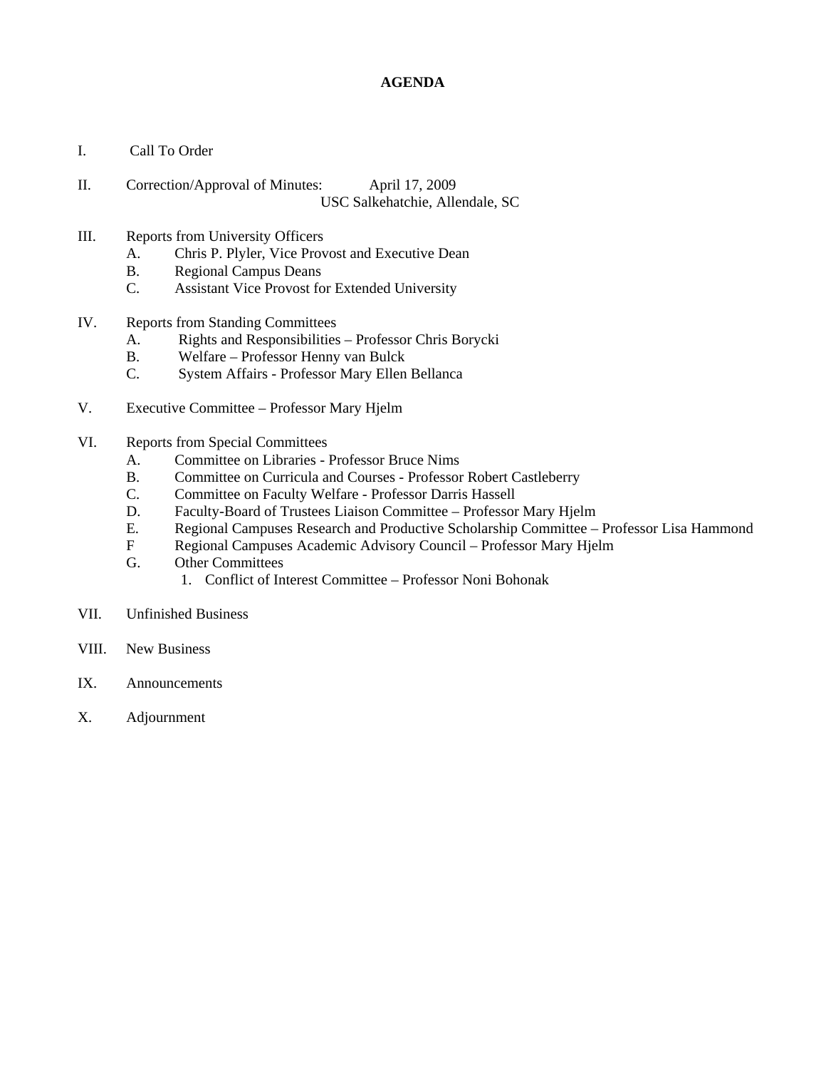# AGENDA

I. Call To Order

II. Correction/Approval of Minutes: April 17, 2009
USC Salkehatchie, Allendale, SC

III. Reports from University Officers
   A. Chris P. Plyler, Vice Provost and Executive Dean
   B. Regional Campus Deans
   C. Assistant Vice Provost for Extended University

IV. Reports from Standing Committees
   A. Rights and Responsibilities – Professor Chris Borycki
   B. Welfare – Professor Henny van Bulck
   C. System Affairs - Professor Mary Ellen Bellanca

V. Executive Committee – Professor Mary Hjelm

VI. Reports from Special Committees
   A. Committee on Libraries - Professor Bruce Nims
   B. Committee on Curricula and Courses - Professor Robert Castleberry
   C. Committee on Faculty Welfare - Professor Darris Hassell
   D. Faculty-Board of Trustees Liaison Committee – Professor Mary Hjelm
   E. Regional Campuses Research and Productive Scholarship Committee – Professor Lisa Hammond
   F Regional Campuses Academic Advisory Council – Professor Mary Hjelm
   G. Other Committees
      1. Conflict of Interest Committee – Professor Noni Bohonak

VII. Unfinished Business

VIII. New Business

IX. Announcements

X. Adjournment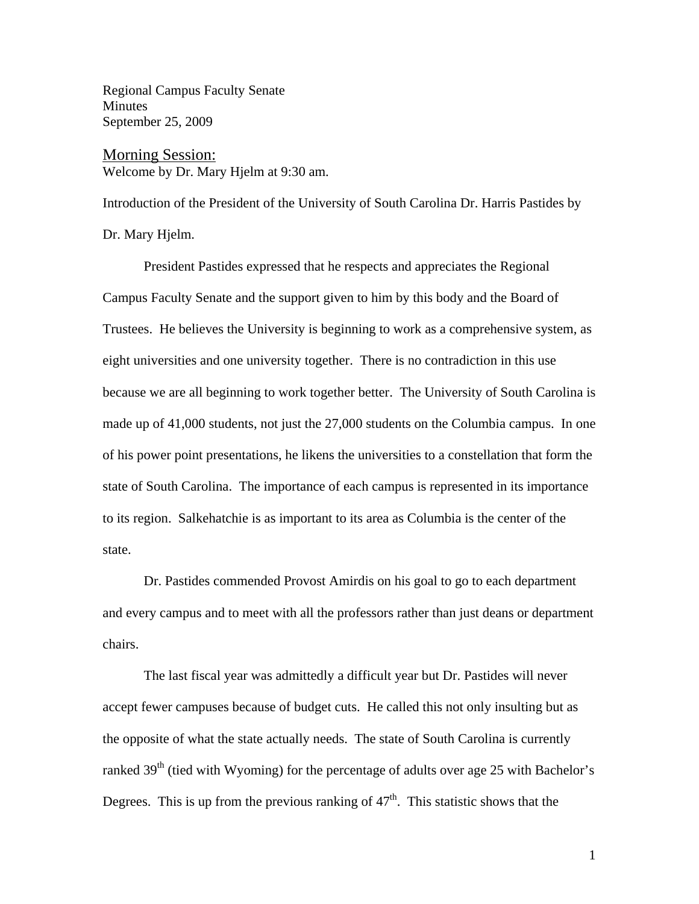Regional Campus Faculty Senate
Minutes
September 25, 2009

## Morning Session:

Welcome by Dr. Mary Hjelm at 9:30 am.

Introduction of the President of the University of South Carolina Dr. Harris Pastides by Dr. Mary Hjelm.

President Pastides expressed that he respects and appreciates the Regional Campus Faculty Senate and the support given to him by this body and the Board of Trustees. He believes the University is beginning to work as a comprehensive system, as eight universities and one university together. There is no contradiction in this use because we are all beginning to work together better. The University of South Carolina is made up of 41,000 students, not just the 27,000 students on the Columbia campus. In one of his power point presentations, he likens the universities to a constellation that form the state of South Carolina. The importance of each campus is represented in its importance to its region. Salkehatchie is as important to its area as Columbia is the center of the state.

Dr. Pastides commended Provost Amirdis on his goal to go to each department and every campus and to meet with all the professors rather than just deans or department chairs.

The last fiscal year was admittedly a difficult year but Dr. Pastides will never accept fewer campuses because of budget cuts. He called this not only insulting but as the opposite of what the state actually needs. The state of South Carolina is currently ranked 39th (tied with Wyoming) for the percentage of adults over age 25 with Bachelor's Degrees. This is up from the previous ranking of 47th. This statistic shows that the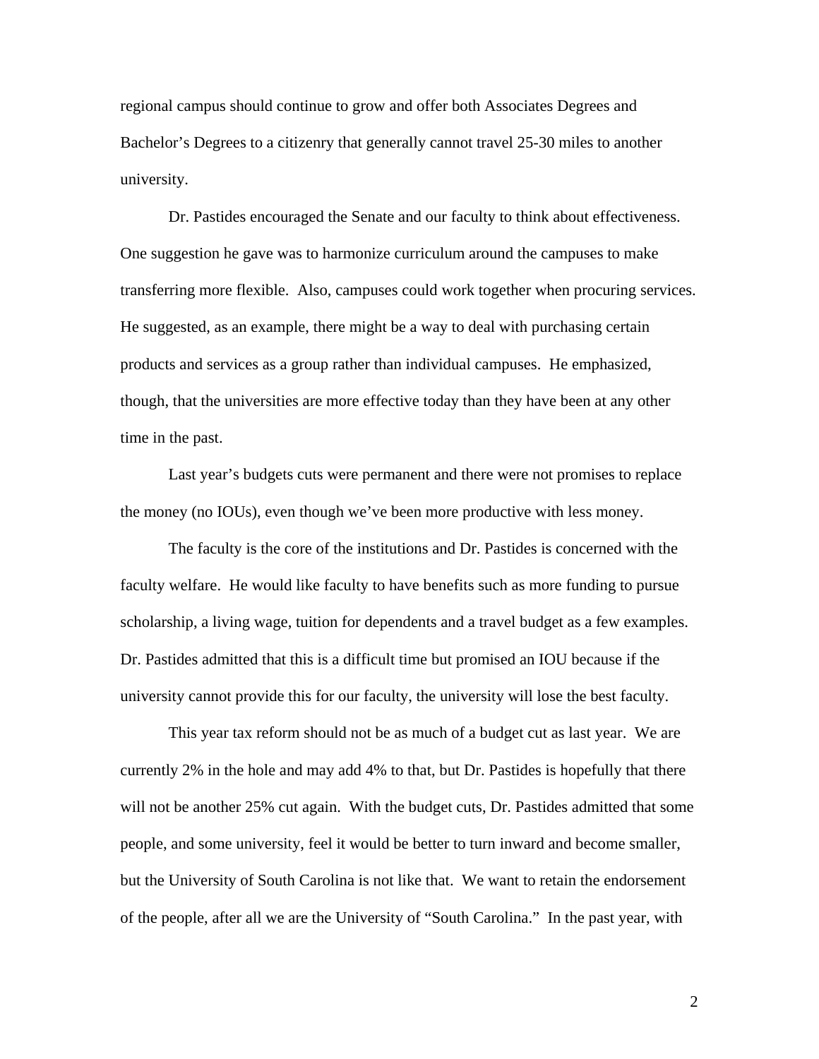regional campus should continue to grow and offer both Associates Degrees and Bachelor's Degrees to a citizenry that generally cannot travel 25-30 miles to another university.

Dr. Pastides encouraged the Senate and our faculty to think about effectiveness. One suggestion he gave was to harmonize curriculum around the campuses to make transferring more flexible. Also, campuses could work together when procuring services. He suggested, as an example, there might be a way to deal with purchasing certain products and services as a group rather than individual campuses. He emphasized, though, that the universities are more effective today than they have been at any other time in the past.

Last year's budgets cuts were permanent and there were not promises to replace the money (no IOUs), even though we've been more productive with less money.

The faculty is the core of the institutions and Dr. Pastides is concerned with the faculty welfare. He would like faculty to have benefits such as more funding to pursue scholarship, a living wage, tuition for dependents and a travel budget as a few examples. Dr. Pastides admitted that this is a difficult time but promised an IOU because if the university cannot provide this for our faculty, the university will lose the best faculty.

This year tax reform should not be as much of a budget cut as last year. We are currently 2% in the hole and may add 4% to that, but Dr. Pastides is hopefully that there will not be another 25% cut again. With the budget cuts, Dr. Pastides admitted that some people, and some university, feel it would be better to turn inward and become smaller, but the University of South Carolina is not like that. We want to retain the endorsement of the people, after all we are the University of "South Carolina." In the past year, with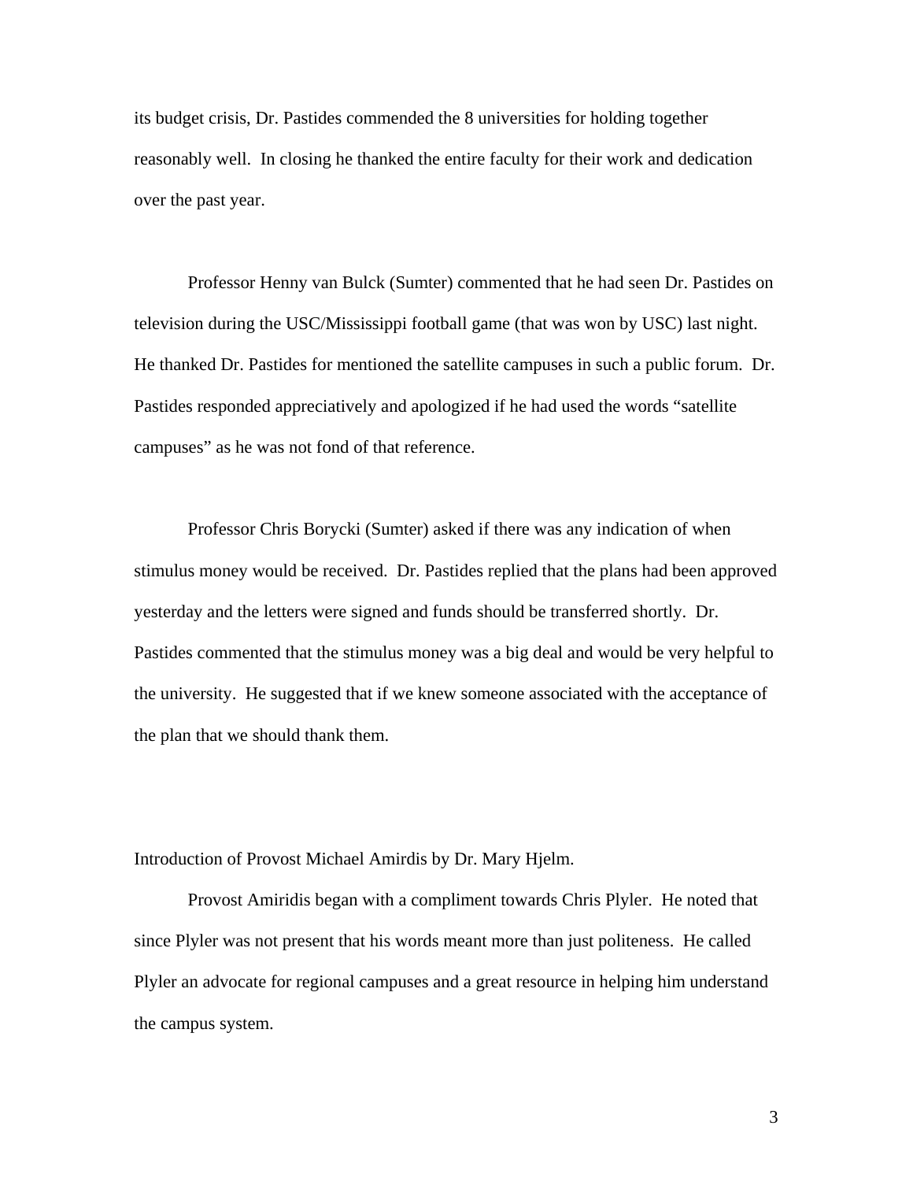its budget crisis, Dr. Pastides commended the 8 universities for holding together reasonably well. In closing he thanked the entire faculty for their work and dedication over the past year.

Professor Henny van Bulck (Sumter) commented that he had seen Dr. Pastides on television during the USC/Mississippi football game (that was won by USC) last night. He thanked Dr. Pastides for mentioned the satellite campuses in such a public forum. Dr. Pastides responded appreciatively and apologized if he had used the words "satellite campuses" as he was not fond of that reference.

Professor Chris Borycki (Sumter) asked if there was any indication of when stimulus money would be received. Dr. Pastides replied that the plans had been approved yesterday and the letters were signed and funds should be transferred shortly. Dr. Pastides commented that the stimulus money was a big deal and would be very helpful to the university. He suggested that if we knew someone associated with the acceptance of the plan that we should thank them.

Introduction of Provost Michael Amirdis by Dr. Mary Hjelm.

Provost Amiridis began with a compliment towards Chris Plyler. He noted that since Plyler was not present that his words meant more than just politeness. He called Plyler an advocate for regional campuses and a great resource in helping him understand the campus system.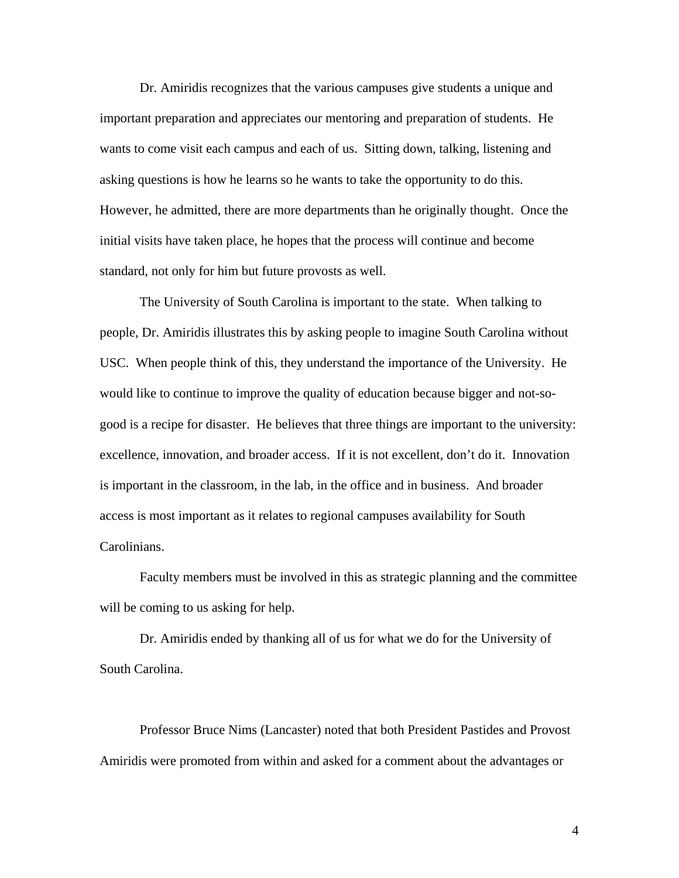Dr. Amiridis recognizes that the various campuses give students a unique and important preparation and appreciates our mentoring and preparation of students. He wants to come visit each campus and each of us. Sitting down, talking, listening and asking questions is how he learns so he wants to take the opportunity to do this. However, he admitted, there are more departments than he originally thought. Once the initial visits have taken place, he hopes that the process will continue and become standard, not only for him but future provosts as well.

The University of South Carolina is important to the state. When talking to people, Dr. Amiridis illustrates this by asking people to imagine South Carolina without USC. When people think of this, they understand the importance of the University. He would like to continue to improve the quality of education because bigger and not-so-good is a recipe for disaster. He believes that three things are important to the university: excellence, innovation, and broader access. If it is not excellent, don't do it. Innovation is important in the classroom, in the lab, in the office and in business. And broader access is most important as it relates to regional campuses availability for South Carolinians.

Faculty members must be involved in this as strategic planning and the committee will be coming to us asking for help.

Dr. Amiridis ended by thanking all of us for what we do for the University of South Carolina.

Professor Bruce Nims (Lancaster) noted that both President Pastides and Provost Amiridis were promoted from within and asked for a comment about the advantages or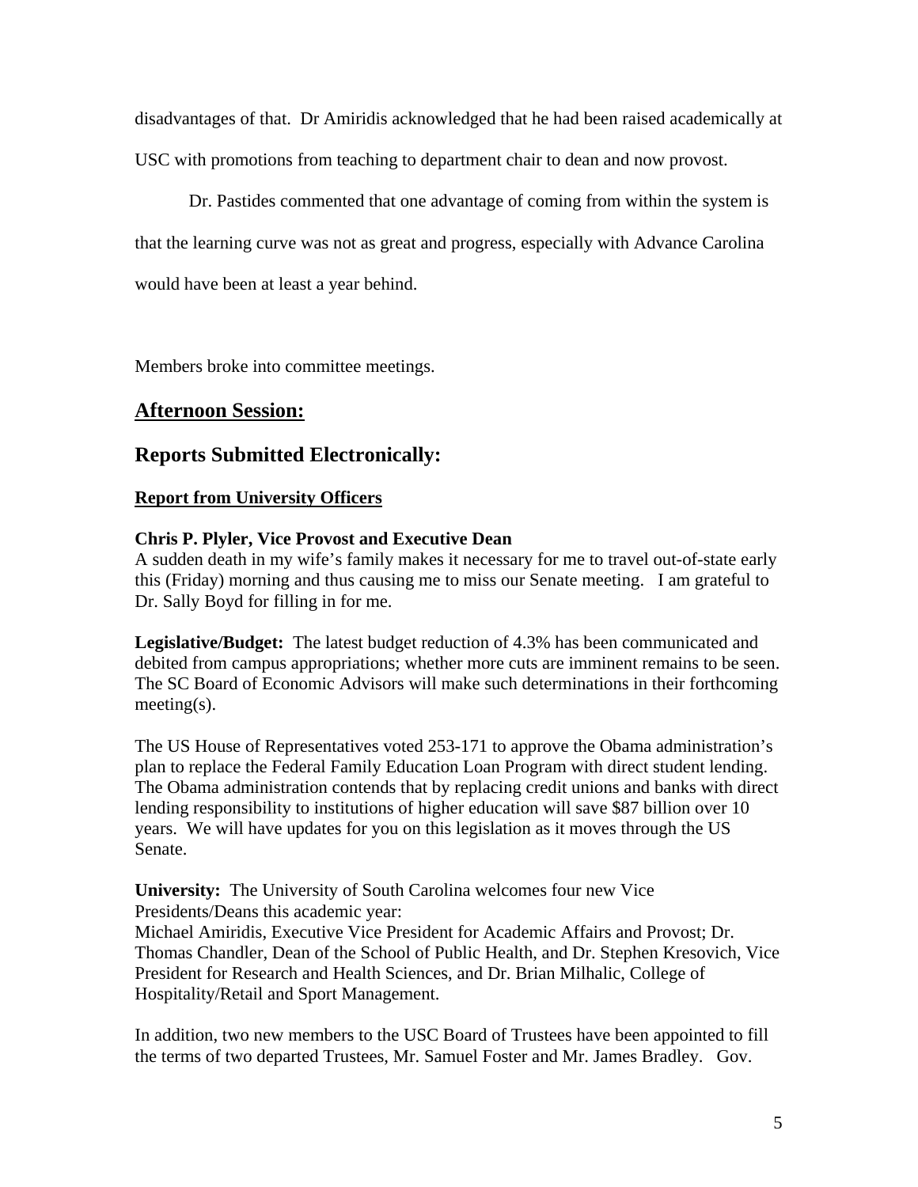disadvantages of that. Dr Amiridis acknowledged that he had been raised academically at USC with promotions from teaching to department chair to dean and now provost.

Dr. Pastides commented that one advantage of coming from within the system is that the learning curve was not as great and progress, especially with Advance Carolina would have been at least a year behind.

Members broke into committee meetings.

## Afternoon Session:

## Reports Submitted Electronically:

**Report from University Officers**

**Chris P. Plyler, Vice Provost and Executive Dean**

A sudden death in my wife's family makes it necessary for me to travel out-of-state early this (Friday) morning and thus causing me to miss our Senate meeting. I am grateful to Dr. Sally Boyd for filling in for me.

**Legislative/Budget:** The latest budget reduction of 4.3% has been communicated and debited from campus appropriations; whether more cuts are imminent remains to be seen. The SC Board of Economic Advisors will make such determinations in their forthcoming meeting(s).

The US House of Representatives voted 253-171 to approve the Obama administration's plan to replace the Federal Family Education Loan Program with direct student lending. The Obama administration contends that by replacing credit unions and banks with direct lending responsibility to institutions of higher education will save $87 billion over 10 years. We will have updates for you on this legislation as it moves through the US Senate.

**University:** The University of South Carolina welcomes four new Vice Presidents/Deans this academic year:
Michael Amiridis, Executive Vice President for Academic Affairs and Provost; Dr. Thomas Chandler, Dean of the School of Public Health, and Dr. Stephen Kresovich, Vice President for Research and Health Sciences, and Dr. Brian Milhalic, College of Hospitality/Retail and Sport Management.

In addition, two new members to the USC Board of Trustees have been appointed to fill the terms of two departed Trustees, Mr. Samuel Foster and Mr. James Bradley. Gov.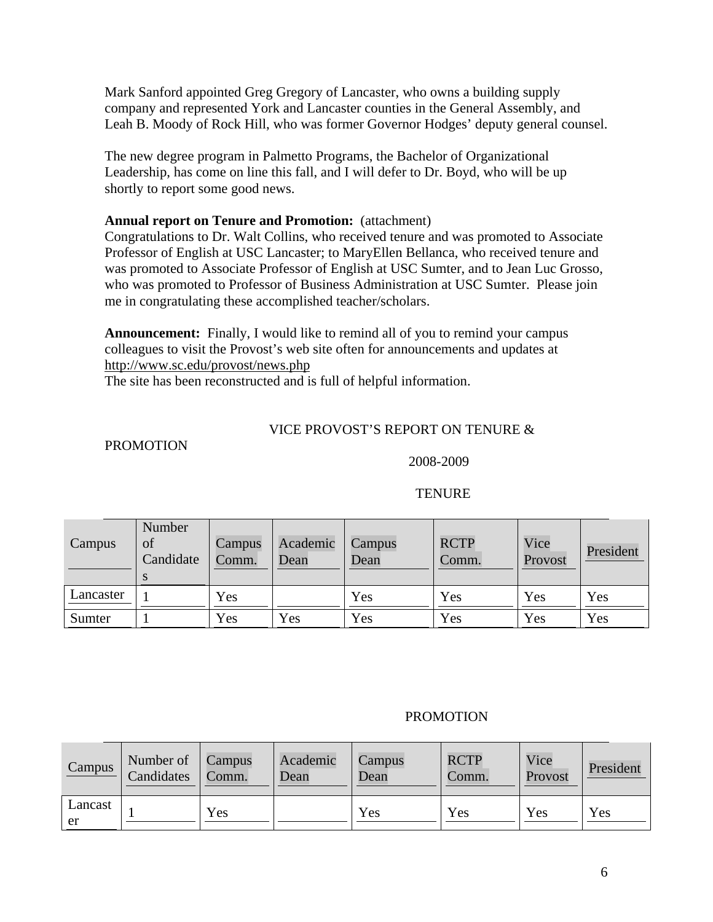Mark Sanford appointed Greg Gregory of Lancaster, who owns a building supply company and represented York and Lancaster counties in the General Assembly, and Leah B. Moody of Rock Hill, who was former Governor Hodges' deputy general counsel.

The new degree program in Palmetto Programs, the Bachelor of Organizational Leadership, has come on line this fall, and I will defer to Dr. Boyd, who will be up shortly to report some good news.

**Annual report on Tenure and Promotion:** (attachment)
Congratulations to Dr. Walt Collins, who received tenure and was promoted to Associate Professor of English at USC Lancaster; to MaryEllen Bellanca, who received tenure and was promoted to Associate Professor of English at USC Sumter, and to Jean Luc Grosso, who was promoted to Professor of Business Administration at USC Sumter. Please join me in congratulating these accomplished teacher/scholars.

**Announcement:** Finally, I would like to remind all of you to remind your campus colleagues to visit the Provost's web site often for announcements and updates at http://www.sc.edu/provost/news.php
The site has been reconstructed and is full of helpful information.

VICE PROVOST'S REPORT ON TENURE & PROMOTION

2008-2009

TENURE

| Campus | Number of Candidates | Campus Comm. | Academic Dean | Campus Dean | RCTP Comm. | Vice Provost | President |
|---|---|---|---|---|---|---|---|
| Lancaster | 1 | Yes | | Yes | Yes | Yes | Yes |
| Sumter | 1 | Yes | Yes | Yes | Yes | Yes | Yes |

PROMOTION

| Campus | Number of Candidates | Campus Comm. | Academic Dean | Campus Dean | RCTP Comm. | Vice Provost | President |
|---|---|---|---|---|---|---|---|
| Lancaster | 1 | Yes | | Yes | Yes | Yes | Yes |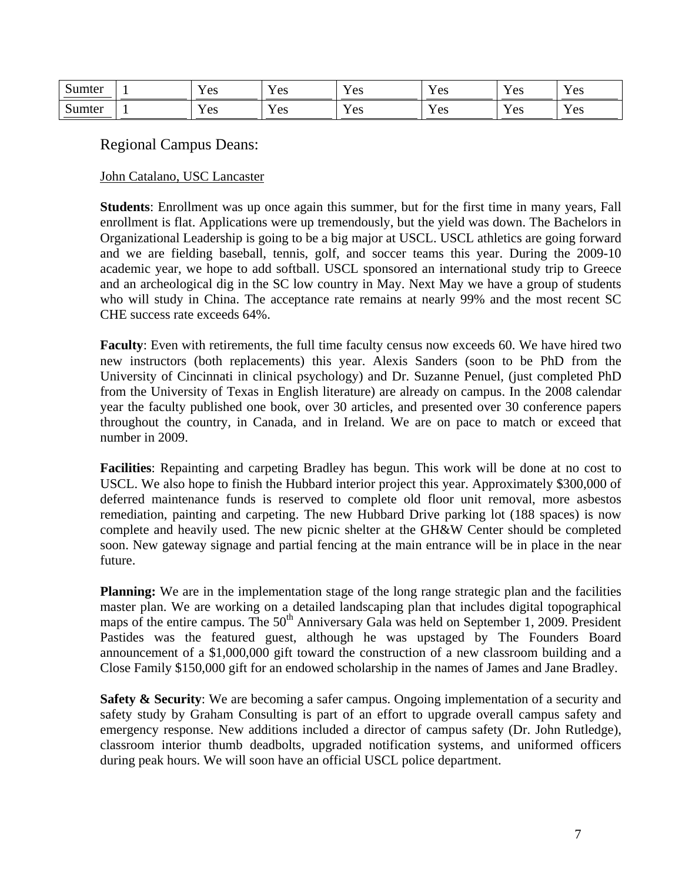| Sumter | 1 | Yes | Yes | Yes | Yes | Yes | Yes |
|---|---|---|---|---|---|---|---|
| Sumter | 1 | Yes | Yes | Yes | Yes | Yes | Yes |

## Regional Campus Deans:

John Catalano, USC Lancaster

**Students**: Enrollment was up once again this summer, but for the first time in many years, Fall enrollment is flat. Applications were up tremendously, but the yield was down. The Bachelors in Organizational Leadership is going to be a big major at USCL. USCL athletics are going forward and we are fielding baseball, tennis, golf, and soccer teams this year. During the 2009-10 academic year, we hope to add softball. USCL sponsored an international study trip to Greece and an archeological dig in the SC low country in May. Next May we have a group of students who will study in China. The acceptance rate remains at nearly 99% and the most recent SC CHE success rate exceeds 64%.

**Faculty**: Even with retirements, the full time faculty census now exceeds 60. We have hired two new instructors (both replacements) this year. Alexis Sanders (soon to be PhD from the University of Cincinnati in clinical psychology) and Dr. Suzanne Penuel, (just completed PhD from the University of Texas in English literature) are already on campus. In the 2008 calendar year the faculty published one book, over 30 articles, and presented over 30 conference papers throughout the country, in Canada, and in Ireland. We are on pace to match or exceed that number in 2009.

**Facilities**: Repainting and carpeting Bradley has begun. This work will be done at no cost to USCL. We also hope to finish the Hubbard interior project this year. Approximately $300,000 of deferred maintenance funds is reserved to complete old floor unit removal, more asbestos remediation, painting and carpeting. The new Hubbard Drive parking lot (188 spaces) is now complete and heavily used. The new picnic shelter at the GH&W Center should be completed soon. New gateway signage and partial fencing at the main entrance will be in place in the near future.

**Planning:** We are in the implementation stage of the long range strategic plan and the facilities master plan. We are working on a detailed landscaping plan that includes digital topographical maps of the entire campus. The 50th Anniversary Gala was held on September 1, 2009. President Pastides was the featured guest, although he was upstaged by The Founders Board announcement of a $1,000,000 gift toward the construction of a new classroom building and a Close Family $150,000 gift for an endowed scholarship in the names of James and Jane Bradley.

**Safety & Security**: We are becoming a safer campus. Ongoing implementation of a security and safety study by Graham Consulting is part of an effort to upgrade overall campus safety and emergency response. New additions included a director of campus safety (Dr. John Rutledge), classroom interior thumb deadbolts, upgraded notification systems, and uniformed officers during peak hours. We will soon have an official USCL police department.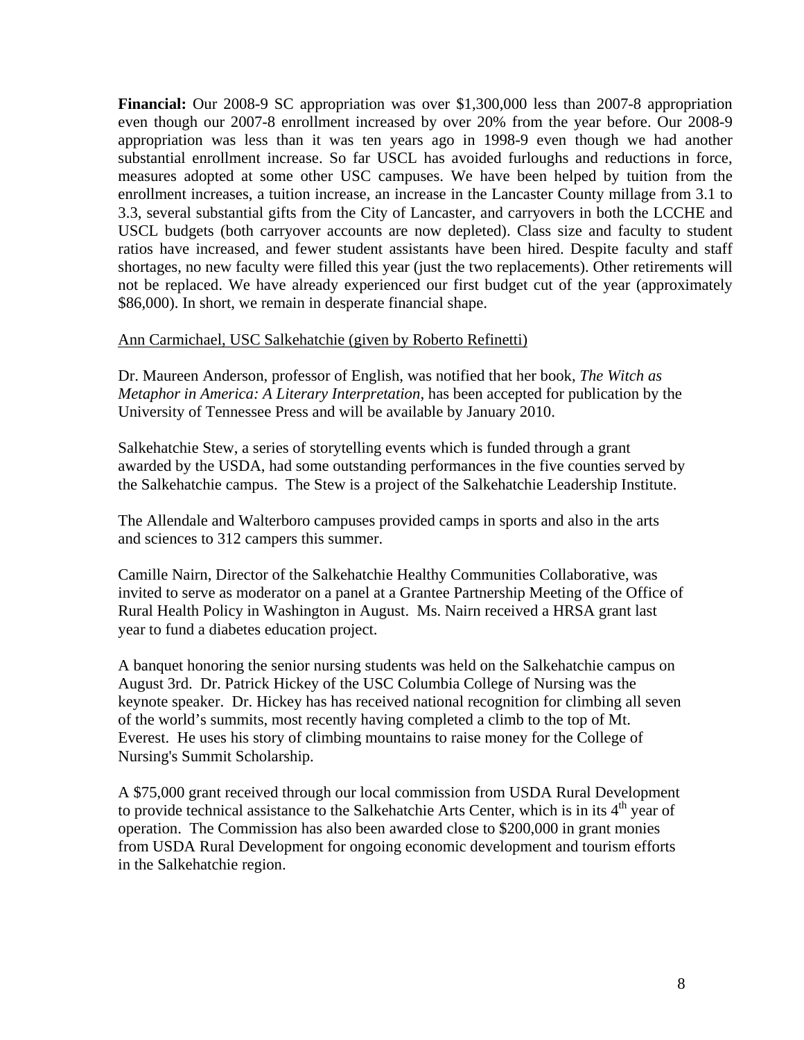**Financial:** Our 2008-9 SC appropriation was over $1,300,000 less than 2007-8 appropriation even though our 2007-8 enrollment increased by over 20% from the year before. Our 2008-9 appropriation was less than it was ten years ago in 1998-9 even though we had another substantial enrollment increase. So far USCL has avoided furloughs and reductions in force, measures adopted at some other USC campuses. We have been helped by tuition from the enrollment increases, a tuition increase, an increase in the Lancaster County millage from 3.1 to 3.3, several substantial gifts from the City of Lancaster, and carryovers in both the LCCHE and USCL budgets (both carryover accounts are now depleted). Class size and faculty to student ratios have increased, and fewer student assistants have been hired. Despite faculty and staff shortages, no new faculty were filled this year (just the two replacements). Other retirements will not be replaced. We have already experienced our first budget cut of the year (approximately $86,000). In short, we remain in desperate financial shape.

Ann Carmichael, USC Salkehatchie (given by Roberto Refinetti)

Dr. Maureen Anderson, professor of English, was notified that her book, *The Witch as Metaphor in America: A Literary Interpretation*, has been accepted for publication by the University of Tennessee Press and will be available by January 2010.

Salkehatchie Stew, a series of storytelling events which is funded through a grant awarded by the USDA, had some outstanding performances in the five counties served by the Salkehatchie campus. The Stew is a project of the Salkehatchie Leadership Institute.

The Allendale and Walterboro campuses provided camps in sports and also in the arts and sciences to 312 campers this summer.

Camille Nairn, Director of the Salkehatchie Healthy Communities Collaborative, was invited to serve as moderator on a panel at a Grantee Partnership Meeting of the Office of Rural Health Policy in Washington in August. Ms. Nairn received a HRSA grant last year to fund a diabetes education project.

A banquet honoring the senior nursing students was held on the Salkehatchie campus on August 3rd. Dr. Patrick Hickey of the USC Columbia College of Nursing was the keynote speaker. Dr. Hickey has has received national recognition for climbing all seven of the world's summits, most recently having completed a climb to the top of Mt. Everest. He uses his story of climbing mountains to raise money for the College of Nursing's Summit Scholarship.

A $75,000 grant received through our local commission from USDA Rural Development to provide technical assistance to the Salkehatchie Arts Center, which is in its 4th year of operation. The Commission has also been awarded close to $200,000 in grant monies from USDA Rural Development for ongoing economic development and tourism efforts in the Salkehatchie region.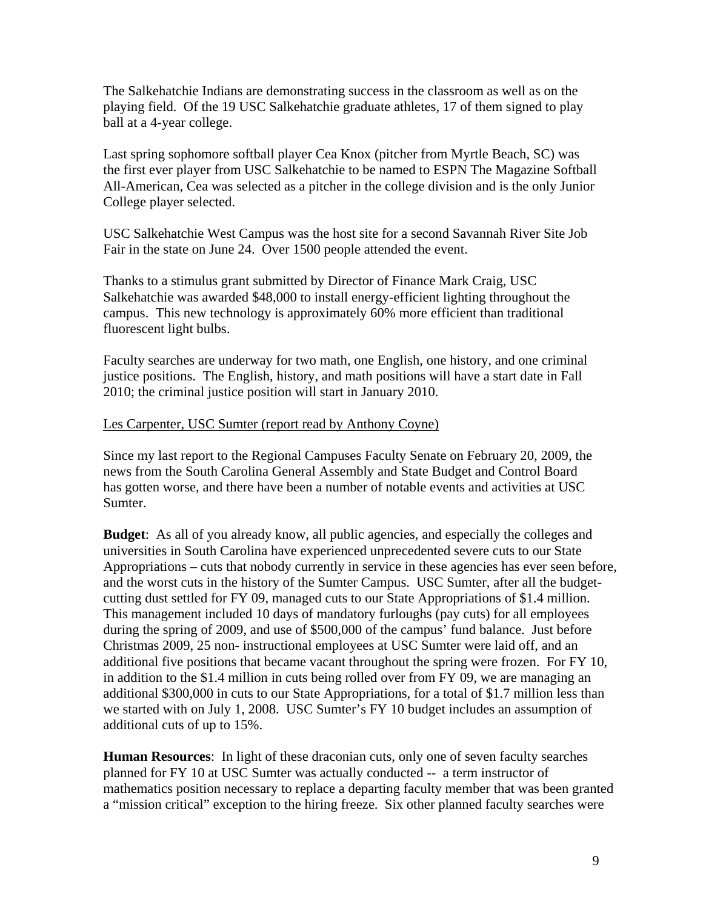The Salkehatchie Indians are demonstrating success in the classroom as well as on the playing field. Of the 19 USC Salkehatchie graduate athletes, 17 of them signed to play ball at a 4-year college.

Last spring sophomore softball player Cea Knox (pitcher from Myrtle Beach, SC) was the first ever player from USC Salkehatchie to be named to ESPN The Magazine Softball All-American, Cea was selected as a pitcher in the college division and is the only Junior College player selected.

USC Salkehatchie West Campus was the host site for a second Savannah River Site Job Fair in the state on June 24. Over 1500 people attended the event.

Thanks to a stimulus grant submitted by Director of Finance Mark Craig, USC Salkehatchie was awarded $48,000 to install energy-efficient lighting throughout the campus. This new technology is approximately 60% more efficient than traditional fluorescent light bulbs.

Faculty searches are underway for two math, one English, one history, and one criminal justice positions. The English, history, and math positions will have a start date in Fall 2010; the criminal justice position will start in January 2010.

Les Carpenter, USC Sumter (report read by Anthony Coyne)

Since my last report to the Regional Campuses Faculty Senate on February 20, 2009, the news from the South Carolina General Assembly and State Budget and Control Board has gotten worse, and there have been a number of notable events and activities at USC Sumter.

**Budget**: As all of you already know, all public agencies, and especially the colleges and universities in South Carolina have experienced unprecedented severe cuts to our State Appropriations – cuts that nobody currently in service in these agencies has ever seen before, and the worst cuts in the history of the Sumter Campus. USC Sumter, after all the budget-cutting dust settled for FY 09, managed cuts to our State Appropriations of $1.4 million. This management included 10 days of mandatory furloughs (pay cuts) for all employees during the spring of 2009, and use of $500,000 of the campus' fund balance. Just before Christmas 2009, 25 non- instructional employees at USC Sumter were laid off, and an additional five positions that became vacant throughout the spring were frozen. For FY 10, in addition to the $1.4 million in cuts being rolled over from FY 09, we are managing an additional $300,000 in cuts to our State Appropriations, for a total of $1.7 million less than we started with on July 1, 2008. USC Sumter's FY 10 budget includes an assumption of additional cuts of up to 15%.

**Human Resources**: In light of these draconian cuts, only one of seven faculty searches planned for FY 10 at USC Sumter was actually conducted -- a term instructor of mathematics position necessary to replace a departing faculty member that was been granted a "mission critical" exception to the hiring freeze. Six other planned faculty searches were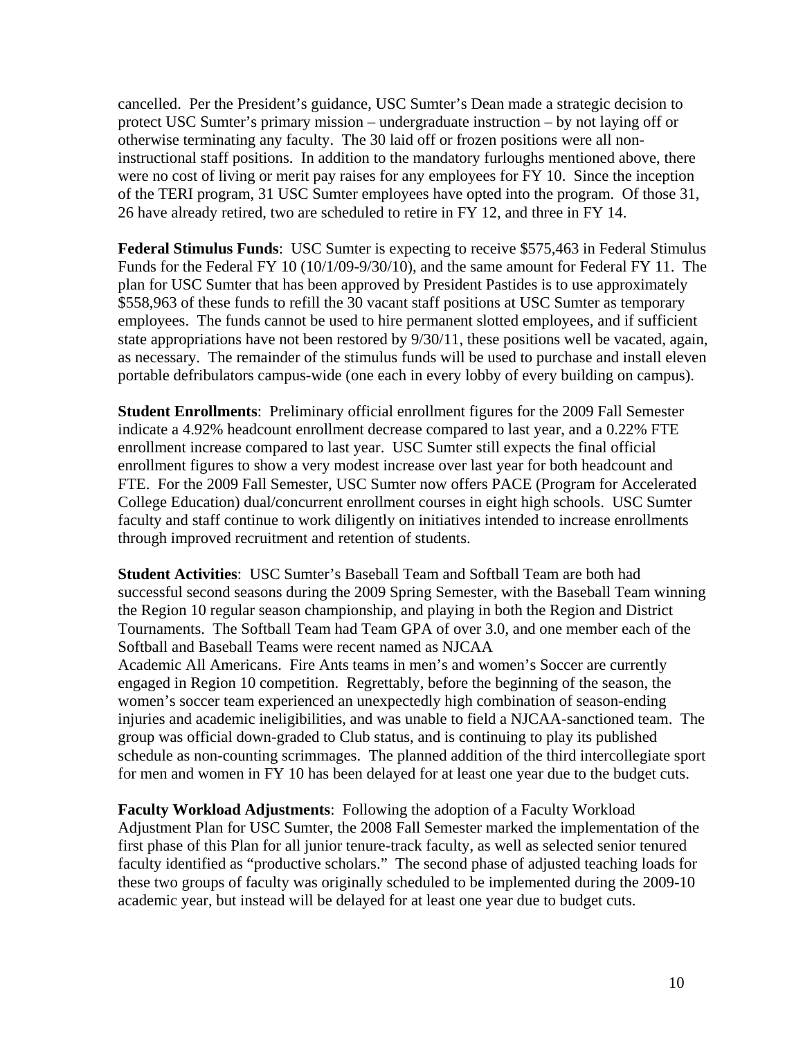cancelled. Per the President's guidance, USC Sumter's Dean made a strategic decision to protect USC Sumter's primary mission – undergraduate instruction – by not laying off or otherwise terminating any faculty. The 30 laid off or frozen positions were all non-instructional staff positions. In addition to the mandatory furloughs mentioned above, there were no cost of living or merit pay raises for any employees for FY 10. Since the inception of the TERI program, 31 USC Sumter employees have opted into the program. Of those 31, 26 have already retired, two are scheduled to retire in FY 12, and three in FY 14.

**Federal Stimulus Funds**: USC Sumter is expecting to receive $575,463 in Federal Stimulus Funds for the Federal FY 10 (10/1/09-9/30/10), and the same amount for Federal FY 11. The plan for USC Sumter that has been approved by President Pastides is to use approximately $558,963 of these funds to refill the 30 vacant staff positions at USC Sumter as temporary employees. The funds cannot be used to hire permanent slotted employees, and if sufficient state appropriations have not been restored by 9/30/11, these positions well be vacated, again, as necessary. The remainder of the stimulus funds will be used to purchase and install eleven portable defribulators campus-wide (one each in every lobby of every building on campus).

**Student Enrollments**: Preliminary official enrollment figures for the 2009 Fall Semester indicate a 4.92% headcount enrollment decrease compared to last year, and a 0.22% FTE enrollment increase compared to last year. USC Sumter still expects the final official enrollment figures to show a very modest increase over last year for both headcount and FTE. For the 2009 Fall Semester, USC Sumter now offers PACE (Program for Accelerated College Education) dual/concurrent enrollment courses in eight high schools. USC Sumter faculty and staff continue to work diligently on initiatives intended to increase enrollments through improved recruitment and retention of students.

**Student Activities**: USC Sumter's Baseball Team and Softball Team are both had successful second seasons during the 2009 Spring Semester, with the Baseball Team winning the Region 10 regular season championship, and playing in both the Region and District Tournaments. The Softball Team had Team GPA of over 3.0, and one member each of the Softball and Baseball Teams were recent named as NJCAA Academic All Americans. Fire Ants teams in men's and women's Soccer are currently engaged in Region 10 competition. Regrettably, before the beginning of the season, the women's soccer team experienced an unexpectedly high combination of season-ending injuries and academic ineligibilities, and was unable to field a NJCAA-sanctioned team. The group was official down-graded to Club status, and is continuing to play its published schedule as non-counting scrimmages. The planned addition of the third intercollegiate sport for men and women in FY 10 has been delayed for at least one year due to the budget cuts.

**Faculty Workload Adjustments**: Following the adoption of a Faculty Workload Adjustment Plan for USC Sumter, the 2008 Fall Semester marked the implementation of the first phase of this Plan for all junior tenure-track faculty, as well as selected senior tenured faculty identified as "productive scholars." The second phase of adjusted teaching loads for these two groups of faculty was originally scheduled to be implemented during the 2009-10 academic year, but instead will be delayed for at least one year due to budget cuts.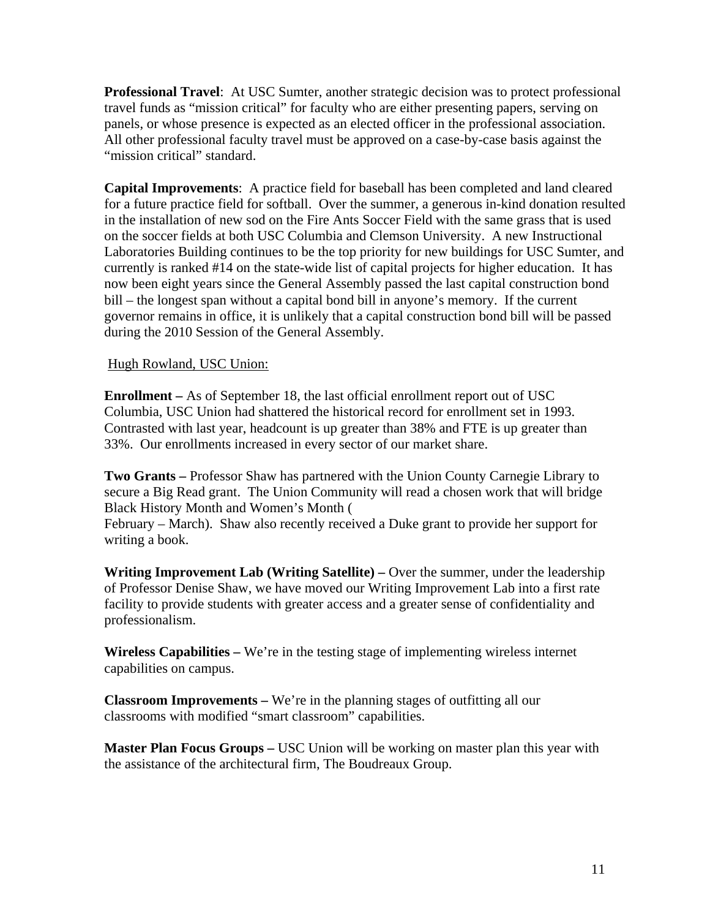**Professional Travel**: At USC Sumter, another strategic decision was to protect professional travel funds as "mission critical" for faculty who are either presenting papers, serving on panels, or whose presence is expected as an elected officer in the professional association. All other professional faculty travel must be approved on a case-by-case basis against the "mission critical" standard.

**Capital Improvements**: A practice field for baseball has been completed and land cleared for a future practice field for softball. Over the summer, a generous in-kind donation resulted in the installation of new sod on the Fire Ants Soccer Field with the same grass that is used on the soccer fields at both USC Columbia and Clemson University. A new Instructional Laboratories Building continues to be the top priority for new buildings for USC Sumter, and currently is ranked #14 on the state-wide list of capital projects for higher education. It has now been eight years since the General Assembly passed the last capital construction bond bill – the longest span without a capital bond bill in anyone's memory. If the current governor remains in office, it is unlikely that a capital construction bond bill will be passed during the 2010 Session of the General Assembly.

<u>Hugh Rowland, USC Union:</u>

**Enrollment –** As of September 18, the last official enrollment report out of USC Columbia, USC Union had shattered the historical record for enrollment set in 1993. Contrasted with last year, headcount is up greater than 38% and FTE is up greater than 33%. Our enrollments increased in every sector of our market share.

**Two Grants –** Professor Shaw has partnered with the Union County Carnegie Library to secure a Big Read grant. The Union Community will read a chosen work that will bridge Black History Month and Women's Month (
February – March). Shaw also recently received a Duke grant to provide her support for writing a book.

**Writing Improvement Lab (Writing Satellite) –** Over the summer, under the leadership of Professor Denise Shaw, we have moved our Writing Improvement Lab into a first rate facility to provide students with greater access and a greater sense of confidentiality and professionalism.

**Wireless Capabilities –** We're in the testing stage of implementing wireless internet capabilities on campus.

**Classroom Improvements –** We're in the planning stages of outfitting all our classrooms with modified "smart classroom" capabilities.

**Master Plan Focus Groups –** USC Union will be working on master plan this year with the assistance of the architectural firm, The Boudreaux Group.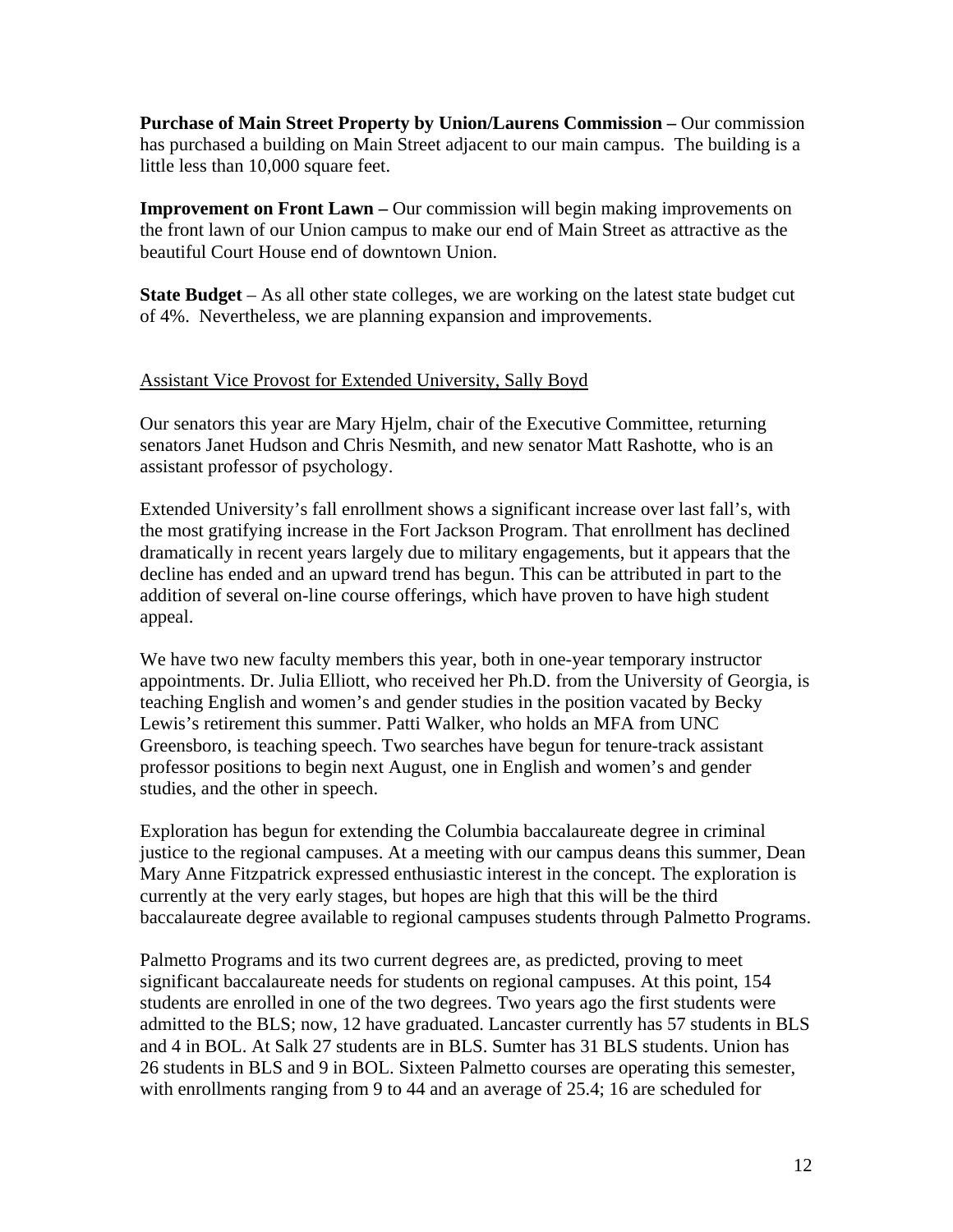**Purchase of Main Street Property by Union/Laurens Commission –** Our commission has purchased a building on Main Street adjacent to our main campus. The building is a little less than 10,000 square feet.

**Improvement on Front Lawn –** Our commission will begin making improvements on the front lawn of our Union campus to make our end of Main Street as attractive as the beautiful Court House end of downtown Union.

**State Budget** – As all other state colleges, we are working on the latest state budget cut of 4%. Nevertheless, we are planning expansion and improvements.

<u>Assistant Vice Provost for Extended University, Sally Boyd</u>

Our senators this year are Mary Hjelm, chair of the Executive Committee, returning senators Janet Hudson and Chris Nesmith, and new senator Matt Rashotte, who is an assistant professor of psychology.

Extended University's fall enrollment shows a significant increase over last fall's, with the most gratifying increase in the Fort Jackson Program. That enrollment has declined dramatically in recent years largely due to military engagements, but it appears that the decline has ended and an upward trend has begun. This can be attributed in part to the addition of several on-line course offerings, which have proven to have high student appeal.

We have two new faculty members this year, both in one-year temporary instructor appointments. Dr. Julia Elliott, who received her Ph.D. from the University of Georgia, is teaching English and women's and gender studies in the position vacated by Becky Lewis's retirement this summer. Patti Walker, who holds an MFA from UNC Greensboro, is teaching speech. Two searches have begun for tenure-track assistant professor positions to begin next August, one in English and women's and gender studies, and the other in speech.

Exploration has begun for extending the Columbia baccalaureate degree in criminal justice to the regional campuses. At a meeting with our campus deans this summer, Dean Mary Anne Fitzpatrick expressed enthusiastic interest in the concept. The exploration is currently at the very early stages, but hopes are high that this will be the third baccalaureate degree available to regional campuses students through Palmetto Programs.

Palmetto Programs and its two current degrees are, as predicted, proving to meet significant baccalaureate needs for students on regional campuses. At this point, 154 students are enrolled in one of the two degrees. Two years ago the first students were admitted to the BLS; now, 12 have graduated. Lancaster currently has 57 students in BLS and 4 in BOL. At Salk 27 students are in BLS. Sumter has 31 BLS students. Union has 26 students in BLS and 9 in BOL. Sixteen Palmetto courses are operating this semester, with enrollments ranging from 9 to 44 and an average of 25.4; 16 are scheduled for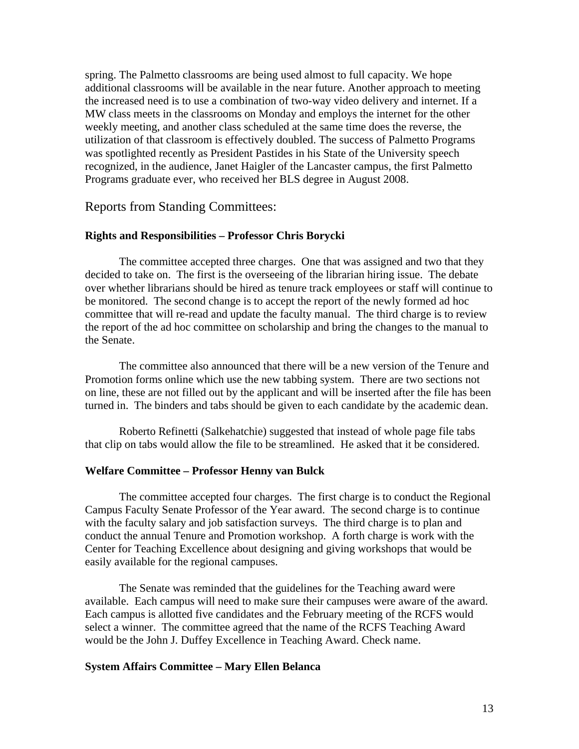spring. The Palmetto classrooms are being used almost to full capacity. We hope additional classrooms will be available in the near future. Another approach to meeting the increased need is to use a combination of two-way video delivery and internet. If a MW class meets in the classrooms on Monday and employs the internet for the other weekly meeting, and another class scheduled at the same time does the reverse, the utilization of that classroom is effectively doubled. The success of Palmetto Programs was spotlighted recently as President Pastides in his State of the University speech recognized, in the audience, Janet Haigler of the Lancaster campus, the first Palmetto Programs graduate ever, who received her BLS degree in August 2008.

## Reports from Standing Committees:

**Rights and Responsibilities – Professor Chris Borycki**

The committee accepted three charges. One that was assigned and two that they decided to take on. The first is the overseeing of the librarian hiring issue. The debate over whether librarians should be hired as tenure track employees or staff will continue to be monitored. The second change is to accept the report of the newly formed ad hoc committee that will re-read and update the faculty manual. The third charge is to review the report of the ad hoc committee on scholarship and bring the changes to the manual to the Senate.

The committee also announced that there will be a new version of the Tenure and Promotion forms online which use the new tabbing system. There are two sections not on line, these are not filled out by the applicant and will be inserted after the file has been turned in. The binders and tabs should be given to each candidate by the academic dean.

Roberto Refinetti (Salkehatchie) suggested that instead of whole page file tabs that clip on tabs would allow the file to be streamlined. He asked that it be considered.

**Welfare Committee – Professor Henny van Bulck**

The committee accepted four charges. The first charge is to conduct the Regional Campus Faculty Senate Professor of the Year award. The second charge is to continue with the faculty salary and job satisfaction surveys. The third charge is to plan and conduct the annual Tenure and Promotion workshop. A forth charge is work with the Center for Teaching Excellence about designing and giving workshops that would be easily available for the regional campuses.

The Senate was reminded that the guidelines for the Teaching award were available. Each campus will need to make sure their campuses were aware of the award. Each campus is allotted five candidates and the February meeting of the RCFS would select a winner. The committee agreed that the name of the RCFS Teaching Award would be the John J. Duffey Excellence in Teaching Award. Check name.

**System Affairs Committee – Mary Ellen Belanca**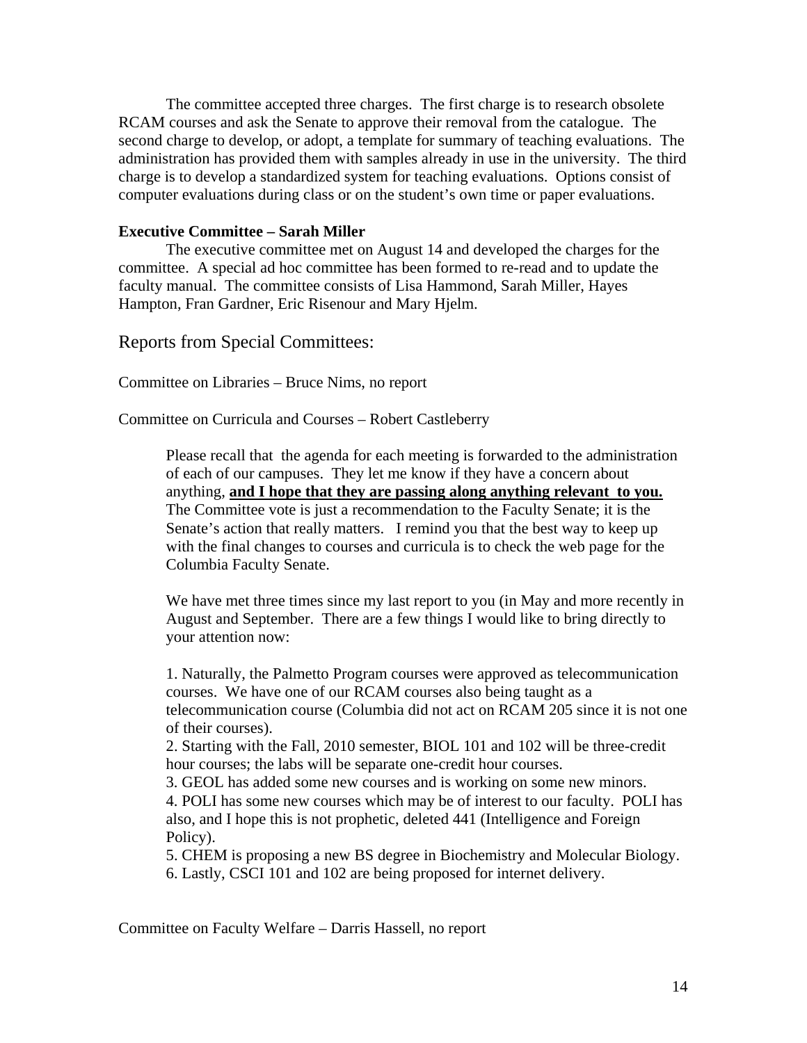The committee accepted three charges. The first charge is to research obsolete RCAM courses and ask the Senate to approve their removal from the catalogue. The second charge to develop, or adopt, a template for summary of teaching evaluations. The administration has provided them with samples already in use in the university. The third charge is to develop a standardized system for teaching evaluations. Options consist of computer evaluations during class or on the student's own time or paper evaluations.

**Executive Committee – Sarah Miller**

The executive committee met on August 14 and developed the charges for the committee. A special ad hoc committee has been formed to re-read and to update the faculty manual. The committee consists of Lisa Hammond, Sarah Miller, Hayes Hampton, Fran Gardner, Eric Risenour and Mary Hjelm.

## Reports from Special Committees:

Committee on Libraries – Bruce Nims, no report

Committee on Curricula and Courses – Robert Castleberry

> Please recall that the agenda for each meeting is forwarded to the administration of each of our campuses. They let me know if they have a concern about anything, **and I hope that they are passing along anything relevant to you.** The Committee vote is just a recommendation to the Faculty Senate; it is the Senate's action that really matters. I remind you that the best way to keep up with the final changes to courses and curricula is to check the web page for the Columbia Faculty Senate.
>
> We have met three times since my last report to you (in May and more recently in August and September. There are a few things I would like to bring directly to your attention now:
>
> 1. Naturally, the Palmetto Program courses were approved as telecommunication courses. We have one of our RCAM courses also being taught as a telecommunication course (Columbia did not act on RCAM 205 since it is not one of their courses).
> 2. Starting with the Fall, 2010 semester, BIOL 101 and 102 will be three-credit hour courses; the labs will be separate one-credit hour courses.
> 3. GEOL has added some new courses and is working on some new minors.
> 4. POLI has some new courses which may be of interest to our faculty. POLI has also, and I hope this is not prophetic, deleted 441 (Intelligence and Foreign Policy).
> 5. CHEM is proposing a new BS degree in Biochemistry and Molecular Biology.
> 6. Lastly, CSCI 101 and 102 are being proposed for internet delivery.

Committee on Faculty Welfare – Darris Hassell, no report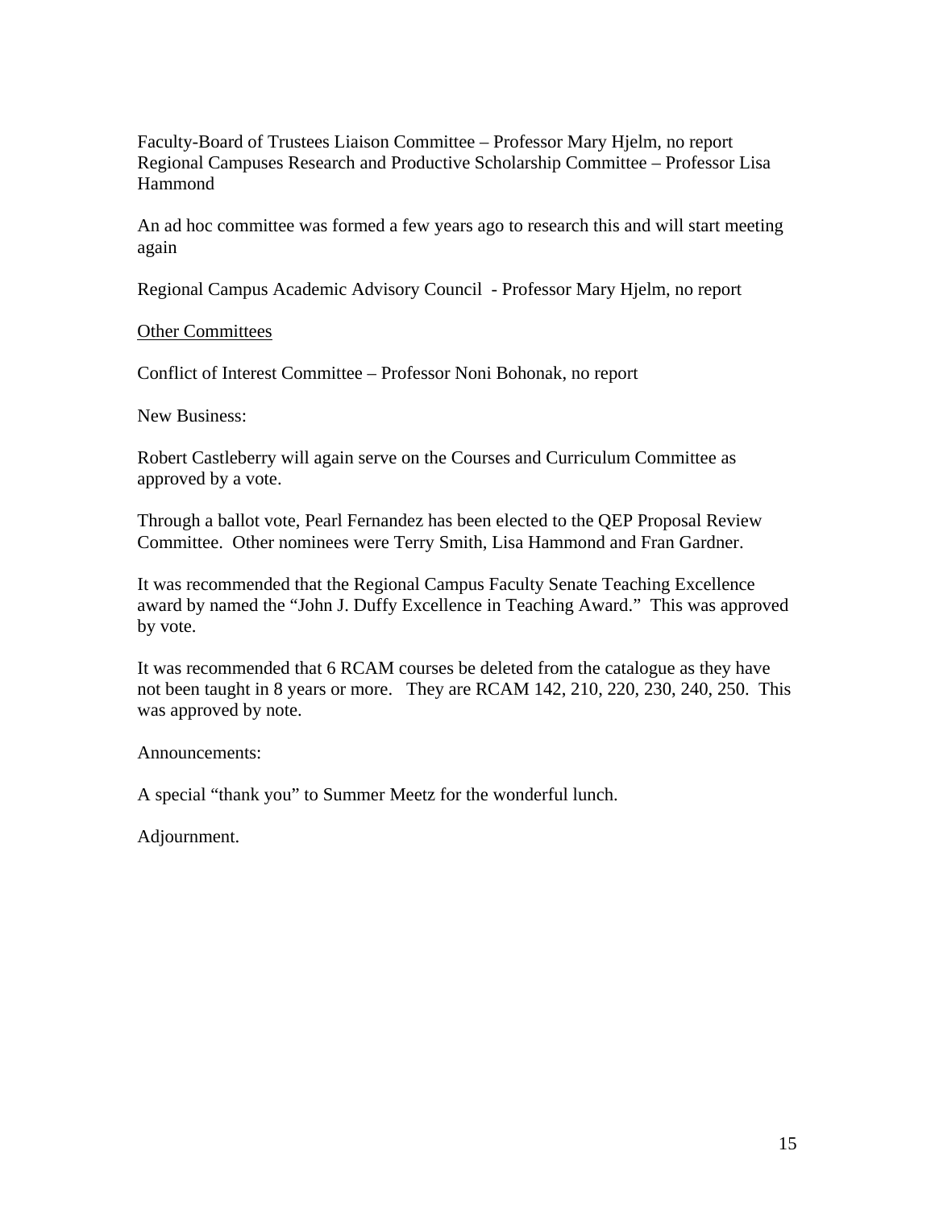Faculty-Board of Trustees Liaison Committee – Professor Mary Hjelm, no report
Regional Campuses Research and Productive Scholarship Committee – Professor Lisa Hammond

An ad hoc committee was formed a few years ago to research this and will start meeting again

Regional Campus Academic Advisory Council - Professor Mary Hjelm, no report

<u>Other Committees</u>

Conflict of Interest Committee – Professor Noni Bohonak, no report

New Business:

Robert Castleberry will again serve on the Courses and Curriculum Committee as approved by a vote.

Through a ballot vote, Pearl Fernandez has been elected to the QEP Proposal Review Committee. Other nominees were Terry Smith, Lisa Hammond and Fran Gardner.

It was recommended that the Regional Campus Faculty Senate Teaching Excellence award by named the "John J. Duffy Excellence in Teaching Award." This was approved by vote.

It was recommended that 6 RCAM courses be deleted from the catalogue as they have not been taught in 8 years or more. They are RCAM 142, 210, 220, 230, 240, 250. This was approved by note.

Announcements:

A special "thank you" to Summer Meetz for the wonderful lunch.

Adjournment.